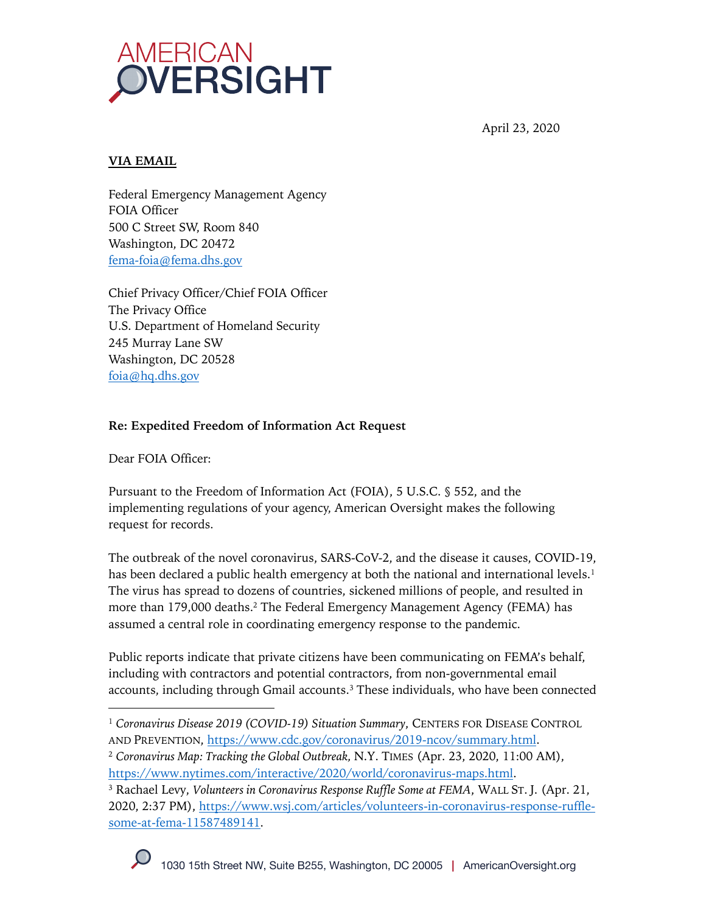AMERICAN OVERSIGHT

April 23, 2020

**VIA EMAIL**

Federal Emergency Management Agency
FOIA Officer
500 C Street SW, Room 840
Washington, DC 20472
fema-foia@fema.dhs.gov

Chief Privacy Officer/Chief FOIA Officer
The Privacy Office
U.S. Department of Homeland Security
245 Murray Lane SW
Washington, DC 20528
foia@hq.dhs.gov

**Re: Expedited Freedom of Information Act Request**

Dear FOIA Officer:

Pursuant to the Freedom of Information Act (FOIA), 5 U.S.C. § 552, and the implementing regulations of your agency, American Oversight makes the following request for records.

The outbreak of the novel coronavirus, SARS-CoV-2, and the disease it causes, COVID-19, has been declared a public health emergency at both the national and international levels.[1] The virus has spread to dozens of countries, sickened millions of people, and resulted in more than 179,000 deaths.[2] The Federal Emergency Management Agency (FEMA) has assumed a central role in coordinating emergency response to the pandemic.

Public reports indicate that private citizens have been communicating on FEMA's behalf, including with contractors and potential contractors, from non-governmental email accounts, including through Gmail accounts.[3] These individuals, who have been connected

---

[1] *Coronavirus Disease 2019 (COVID-19) Situation Summary*, CENTERS FOR DISEASE CONTROL AND PREVENTION, https://www.cdc.gov/coronavirus/2019-ncov/summary.html.

[2] *Coronavirus Map: Tracking the Global Outbreak,* N.Y. TIMES (Apr. 23, 2020, 11:00 AM), https://www.nytimes.com/interactive/2020/world/coronavirus-maps.html.

[3] Rachael Levy, *Volunteers in Coronavirus Response Ruffle Some at FEMA*, WALL ST. J. (Apr. 21, 2020, 2:37 PM), https://www.wsj.com/articles/volunteers-in-coronavirus-response-ruffle-some-at-fema-11587489141.

1030 15th Street NW, Suite B255, Washington, DC 20005 | AmericanOversight.org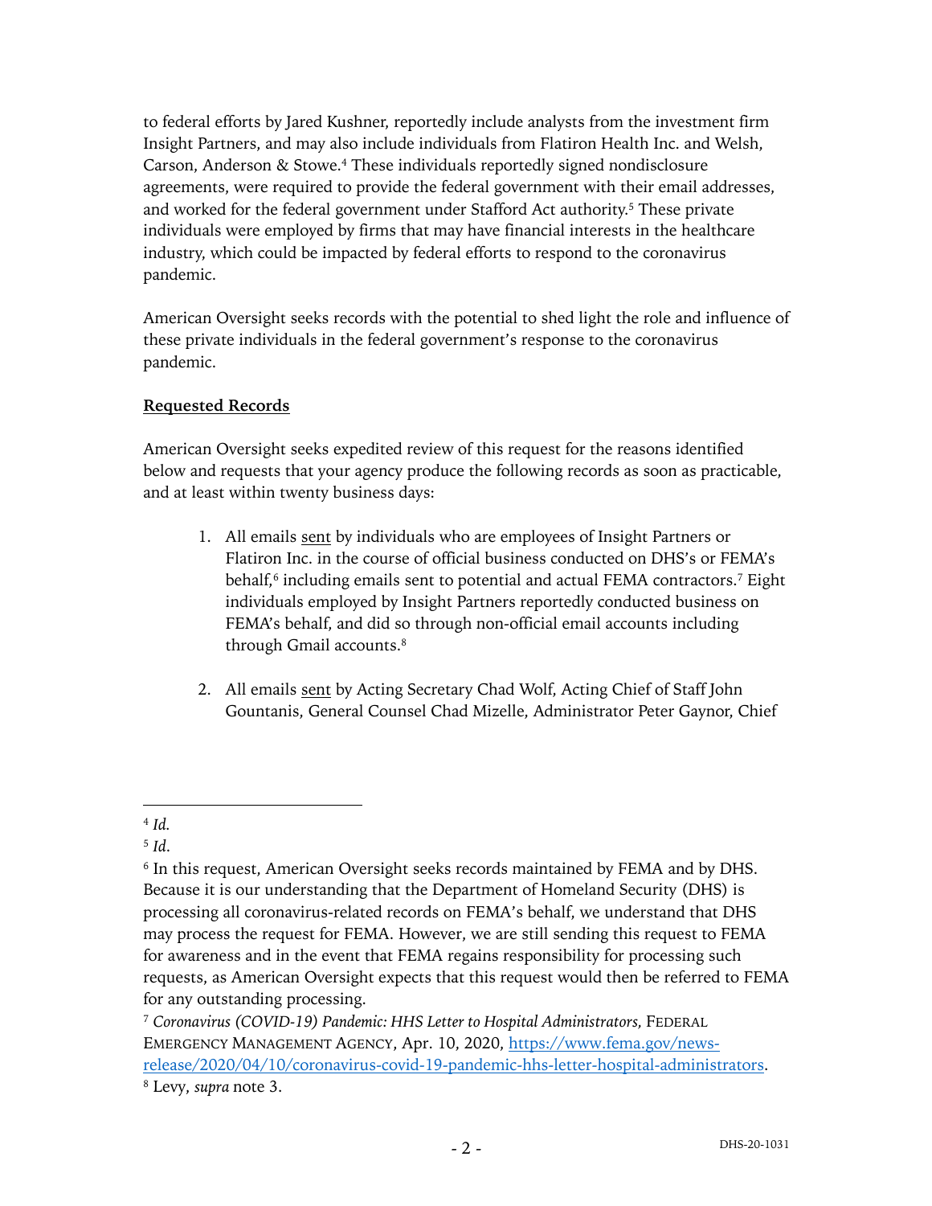to federal efforts by Jared Kushner, reportedly include analysts from the investment firm Insight Partners, and may also include individuals from Flatiron Health Inc. and Welsh, Carson, Anderson & Stowe.[4] These individuals reportedly signed nondisclosure agreements, were required to provide the federal government with their email addresses, and worked for the federal government under Stafford Act authority.[5] These private individuals were employed by firms that may have financial interests in the healthcare industry, which could be impacted by federal efforts to respond to the coronavirus pandemic.

American Oversight seeks records with the potential to shed light the role and influence of these private individuals in the federal government's response to the coronavirus pandemic.

**Requested Records**

American Oversight seeks expedited review of this request for the reasons identified below and requests that your agency produce the following records as soon as practicable, and at least within twenty business days:

1. All emails sent by individuals who are employees of Insight Partners or Flatiron Inc. in the course of official business conducted on DHS's or FEMA's behalf,[6] including emails sent to potential and actual FEMA contractors.[7] Eight individuals employed by Insight Partners reportedly conducted business on FEMA's behalf, and did so through non-official email accounts including through Gmail accounts.[8]

2. All emails sent by Acting Secretary Chad Wolf, Acting Chief of Staff John Gountanis, General Counsel Chad Mizelle, Administrator Peter Gaynor, Chief

---

[4] *Id.*

[5] *Id*.

[6] In this request, American Oversight seeks records maintained by FEMA and by DHS. Because it is our understanding that the Department of Homeland Security (DHS) is processing all coronavirus-related records on FEMA's behalf, we understand that DHS may process the request for FEMA. However, we are still sending this request to FEMA for awareness and in the event that FEMA regains responsibility for processing such requests, as American Oversight expects that this request would then be referred to FEMA for any outstanding processing.

[7] *Coronavirus (COVID-19) Pandemic: HHS Letter to Hospital Administrators,* FEDERAL EMERGENCY MANAGEMENT AGENCY, Apr. 10, 2020, https://www.fema.gov/news-release/2020/04/10/coronavirus-covid-19-pandemic-hhs-letter-hospital-administrators.

[8] Levy, *supra* note 3.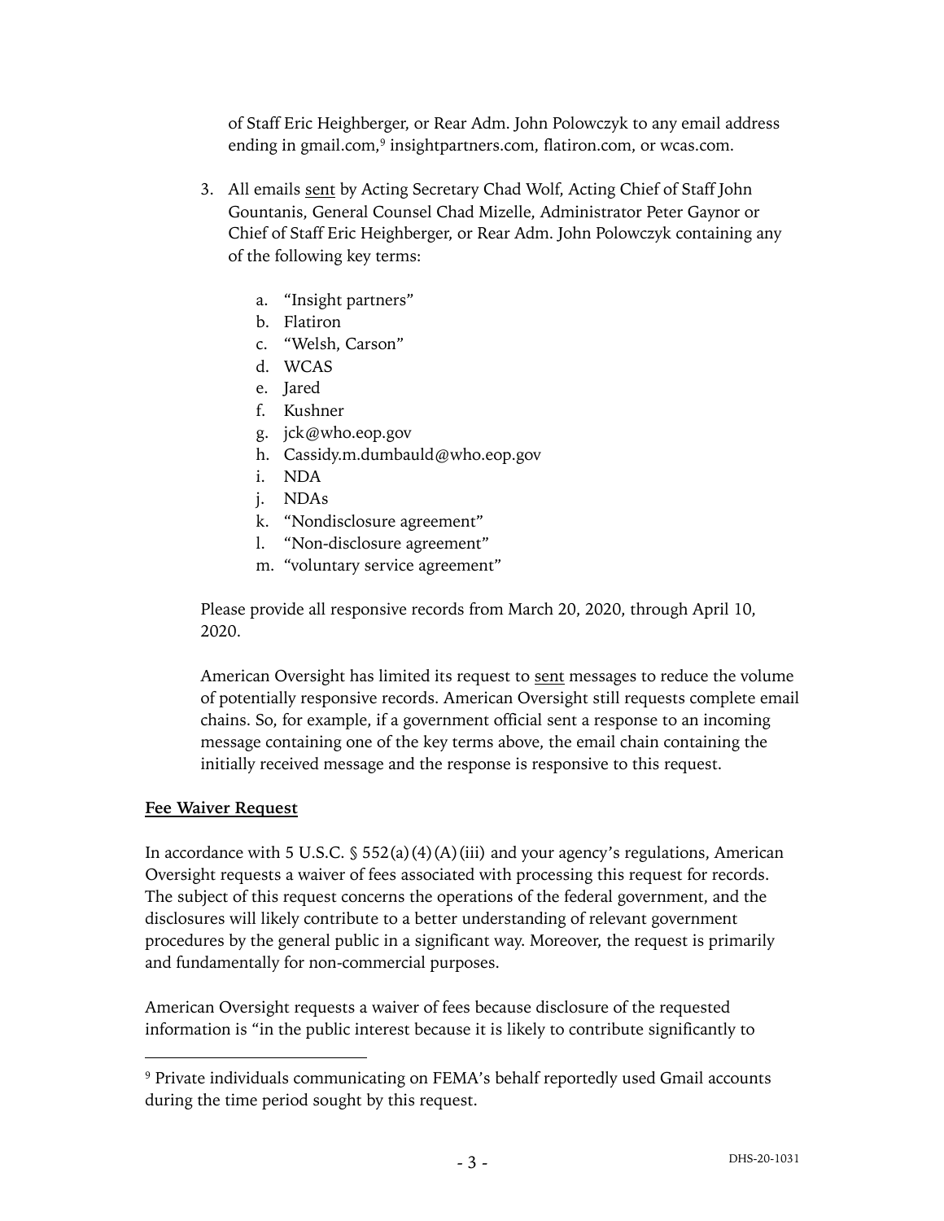of Staff Eric Heighberger, or Rear Adm. John Polowczyk to any email address ending in gmail.com,[9] insightpartners.com, flatiron.com, or wcas.com.

3. All emails <u>sent</u> by Acting Secretary Chad Wolf, Acting Chief of Staff John Gountanis, General Counsel Chad Mizelle, Administrator Peter Gaynor or Chief of Staff Eric Heighberger, or Rear Adm. John Polowczyk containing any of the following key terms:

   a. "Insight partners"
   b. Flatiron
   c. "Welsh, Carson"
   d. WCAS
   e. Jared
   f. Kushner
   g. jck@who.eop.gov
   h. Cassidy.m.dumbauld@who.eop.gov
   i. NDA
   j. NDAs
   k. "Nondisclosure agreement"
   l. "Non-disclosure agreement"
   m. "voluntary service agreement"

   Please provide all responsive records from March 20, 2020, through April 10, 2020.

   American Oversight has limited its request to <u>sent</u> messages to reduce the volume of potentially responsive records. American Oversight still requests complete email chains. So, for example, if a government official sent a response to an incoming message containing one of the key terms above, the email chain containing the initially received message and the response is responsive to this request.

**<u>Fee Waiver Request</u>**

In accordance with 5 U.S.C. § 552(a)(4)(A)(iii) and your agency's regulations, American Oversight requests a waiver of fees associated with processing this request for records. The subject of this request concerns the operations of the federal government, and the disclosures will likely contribute to a better understanding of relevant government procedures by the general public in a significant way. Moreover, the request is primarily and fundamentally for non-commercial purposes.

American Oversight requests a waiver of fees because disclosure of the requested information is "in the public interest because it is likely to contribute significantly to

---

[9] Private individuals communicating on FEMA's behalf reportedly used Gmail accounts during the time period sought by this request.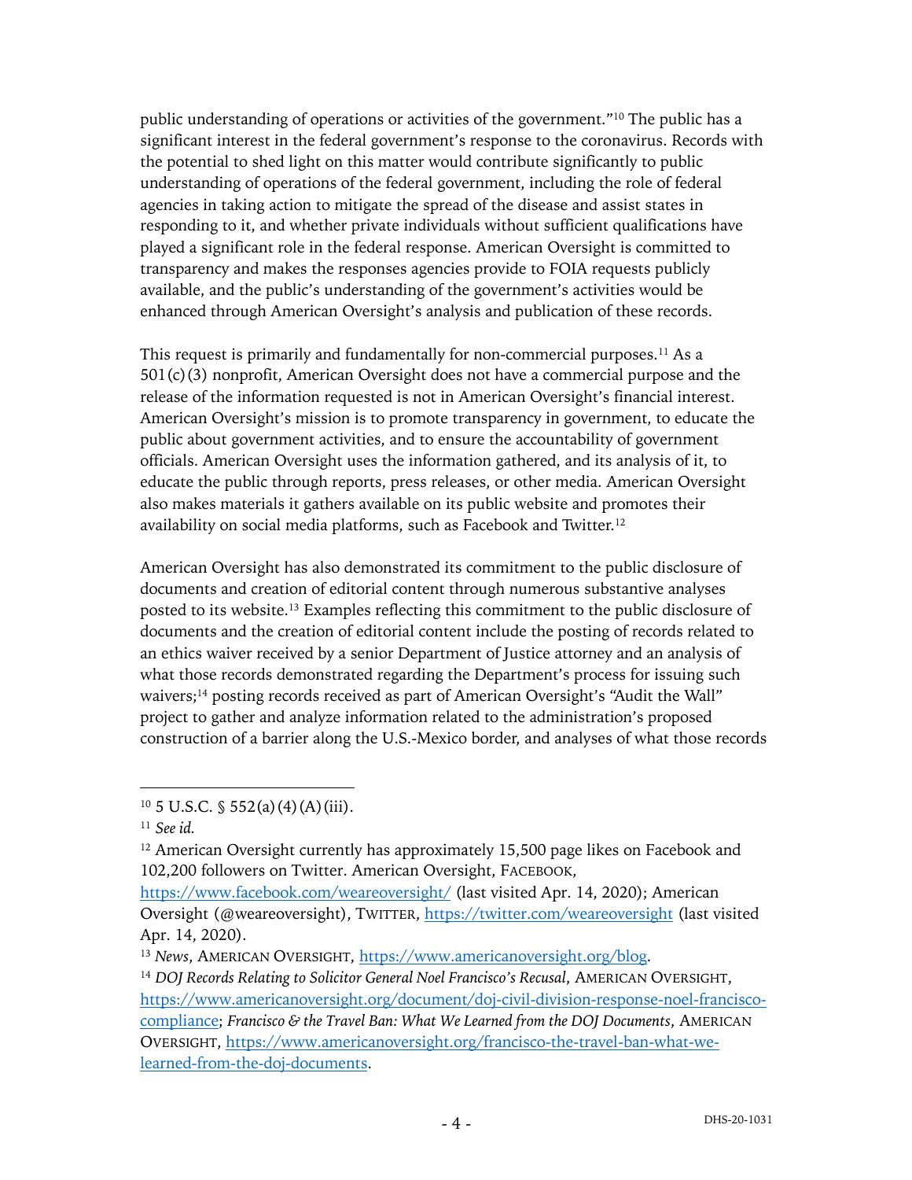public understanding of operations or activities of the government."[10] The public has a significant interest in the federal government's response to the coronavirus. Records with the potential to shed light on this matter would contribute significantly to public understanding of operations of the federal government, including the role of federal agencies in taking action to mitigate the spread of the disease and assist states in responding to it, and whether private individuals without sufficient qualifications have played a significant role in the federal response. American Oversight is committed to transparency and makes the responses agencies provide to FOIA requests publicly available, and the public's understanding of the government's activities would be enhanced through American Oversight's analysis and publication of these records.

This request is primarily and fundamentally for non-commercial purposes.[11] As a 501(c)(3) nonprofit, American Oversight does not have a commercial purpose and the release of the information requested is not in American Oversight's financial interest. American Oversight's mission is to promote transparency in government, to educate the public about government activities, and to ensure the accountability of government officials. American Oversight uses the information gathered, and its analysis of it, to educate the public through reports, press releases, or other media. American Oversight also makes materials it gathers available on its public website and promotes their availability on social media platforms, such as Facebook and Twitter.[12]

American Oversight has also demonstrated its commitment to the public disclosure of documents and creation of editorial content through numerous substantive analyses posted to its website.[13] Examples reflecting this commitment to the public disclosure of documents and the creation of editorial content include the posting of records related to an ethics waiver received by a senior Department of Justice attorney and an analysis of what those records demonstrated regarding the Department's process for issuing such waivers;[14] posting records received as part of American Oversight's "Audit the Wall" project to gather and analyze information related to the administration's proposed construction of a barrier along the U.S.-Mexico border, and analyses of what those records

---

[10] 5 U.S.C. § 552(a)(4)(A)(iii).

[11] *See id.*

[12] American Oversight currently has approximately 15,500 page likes on Facebook and 102,200 followers on Twitter. American Oversight, FACEBOOK, https://www.facebook.com/weareoversight/ (last visited Apr. 14, 2020); American Oversight (@weareoversight), TWITTER, https://twitter.com/weareoversight (last visited Apr. 14, 2020).

[13] *News*, AMERICAN OVERSIGHT, https://www.americanoversight.org/blog.

[14] *DOJ Records Relating to Solicitor General Noel Francisco's Recusal*, AMERICAN OVERSIGHT, https://www.americanoversight.org/document/doj-civil-division-response-noel-francisco-compliance; *Francisco & the Travel Ban: What We Learned from the DOJ Documents*, AMERICAN OVERSIGHT, https://www.americanoversight.org/francisco-the-travel-ban-what-we-learned-from-the-doj-documents.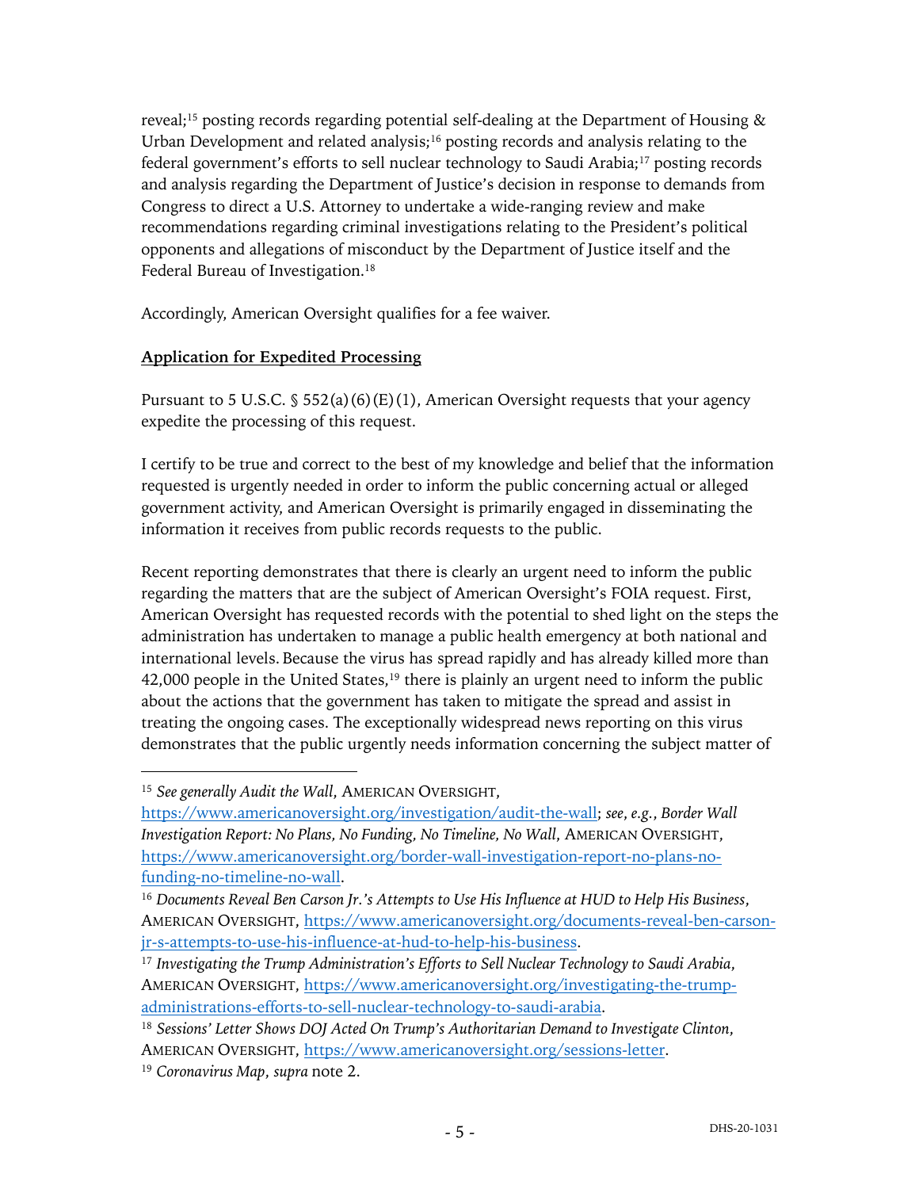reveal;[15] posting records regarding potential self-dealing at the Department of Housing & Urban Development and related analysis;[16] posting records and analysis relating to the federal government's efforts to sell nuclear technology to Saudi Arabia;[17] posting records and analysis regarding the Department of Justice's decision in response to demands from Congress to direct a U.S. Attorney to undertake a wide-ranging review and make recommendations regarding criminal investigations relating to the President's political opponents and allegations of misconduct by the Department of Justice itself and the Federal Bureau of Investigation.[18]

Accordingly, American Oversight qualifies for a fee waiver.

**Application for Expedited Processing**

Pursuant to 5 U.S.C. § 552(a)(6)(E)(1), American Oversight requests that your agency expedite the processing of this request.

I certify to be true and correct to the best of my knowledge and belief that the information requested is urgently needed in order to inform the public concerning actual or alleged government activity, and American Oversight is primarily engaged in disseminating the information it receives from public records requests to the public.

Recent reporting demonstrates that there is clearly an urgent need to inform the public regarding the matters that are the subject of American Oversight's FOIA request. First, American Oversight has requested records with the potential to shed light on the steps the administration has undertaken to manage a public health emergency at both national and international levels. Because the virus has spread rapidly and has already killed more than 42,000 people in the United States,[19] there is plainly an urgent need to inform the public about the actions that the government has taken to mitigate the spread and assist in treating the ongoing cases. The exceptionally widespread news reporting on this virus demonstrates that the public urgently needs information concerning the subject matter of

---

[15] *See generally Audit the Wall*, AMERICAN OVERSIGHT, https://www.americanoversight.org/investigation/audit-the-wall; *see, e.g.*, *Border Wall Investigation Report: No Plans, No Funding, No Timeline, No Wall*, AMERICAN OVERSIGHT, https://www.americanoversight.org/border-wall-investigation-report-no-plans-no-funding-no-timeline-no-wall.

[16] *Documents Reveal Ben Carson Jr.'s Attempts to Use His Influence at HUD to Help His Business*, AMERICAN OVERSIGHT, https://www.americanoversight.org/documents-reveal-ben-carson-jr-s-attempts-to-use-his-influence-at-hud-to-help-his-business.

[17] *Investigating the Trump Administration's Efforts to Sell Nuclear Technology to Saudi Arabia*, AMERICAN OVERSIGHT, https://www.americanoversight.org/investigating-the-trump-administrations-efforts-to-sell-nuclear-technology-to-saudi-arabia.

[18] *Sessions' Letter Shows DOJ Acted On Trump's Authoritarian Demand to Investigate Clinton*, AMERICAN OVERSIGHT, https://www.americanoversight.org/sessions-letter.

[19] *Coronavirus Map*, *supra* note 2.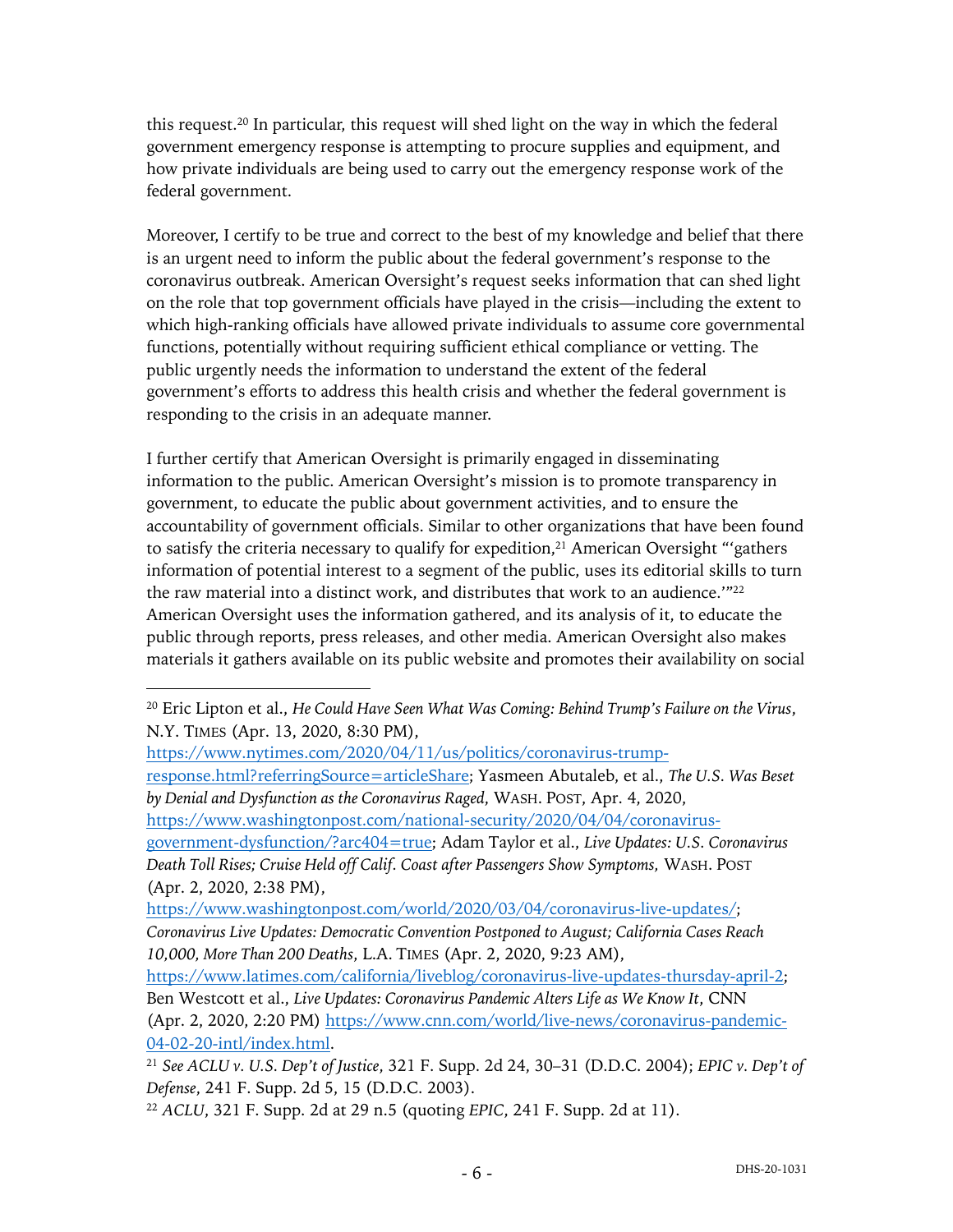this request.[20] In particular, this request will shed light on the way in which the federal government emergency response is attempting to procure supplies and equipment, and how private individuals are being used to carry out the emergency response work of the federal government.

Moreover, I certify to be true and correct to the best of my knowledge and belief that there is an urgent need to inform the public about the federal government's response to the coronavirus outbreak. American Oversight's request seeks information that can shed light on the role that top government officials have played in the crisis—including the extent to which high-ranking officials have allowed private individuals to assume core governmental functions, potentially without requiring sufficient ethical compliance or vetting. The public urgently needs the information to understand the extent of the federal government's efforts to address this health crisis and whether the federal government is responding to the crisis in an adequate manner.

I further certify that American Oversight is primarily engaged in disseminating information to the public. American Oversight's mission is to promote transparency in government, to educate the public about government activities, and to ensure the accountability of government officials. Similar to other organizations that have been found to satisfy the criteria necessary to qualify for expedition,[21] American Oversight "'gathers information of potential interest to a segment of the public, uses its editorial skills to turn the raw material into a distinct work, and distributes that work to an audience.'"[22] American Oversight uses the information gathered, and its analysis of it, to educate the public through reports, press releases, and other media. American Oversight also makes materials it gathers available on its public website and promotes their availability on social

---

[20] Eric Lipton et al., *He Could Have Seen What Was Coming: Behind Trump's Failure on the Virus*, N.Y. TIMES (Apr. 13, 2020, 8:30 PM), https://www.nytimes.com/2020/04/11/us/politics/coronavirus-trump-response.html?referringSource=articleShare; Yasmeen Abutaleb, et al., *The U.S. Was Beset by Denial and Dysfunction as the Coronavirus Raged*, WASH. POST, Apr. 4, 2020, https://www.washingtonpost.com/national-security/2020/04/04/coronavirus-government-dysfunction/?arc404=true; Adam Taylor et al., *Live Updates: U.S. Coronavirus Death Toll Rises; Cruise Held off Calif. Coast after Passengers Show Symptoms,* WASH. POST (Apr. 2, 2020, 2:38 PM), https://www.washingtonpost.com/world/2020/03/04/coronavirus-live-updates/; *Coronavirus Live Updates: Democratic Convention Postponed to August; California Cases Reach 10,000, More Than 200 Deaths*, L.A. TIMES (Apr. 2, 2020, 9:23 AM), https://www.latimes.com/california/liveblog/coronavirus-live-updates-thursday-april-2; Ben Westcott et al., *Live Updates: Coronavirus Pandemic Alters Life as We Know It*, CNN (Apr. 2, 2020, 2:20 PM) https://www.cnn.com/world/live-news/coronavirus-pandemic-04-02-20-intl/index.html.

[21] *See ACLU v. U.S. Dep't of Justice*, 321 F. Supp. 2d 24, 30–31 (D.D.C. 2004); *EPIC v. Dep't of Defense*, 241 F. Supp. 2d 5, 15 (D.D.C. 2003).

[22] *ACLU*, 321 F. Supp. 2d at 29 n.5 (quoting *EPIC*, 241 F. Supp. 2d at 11).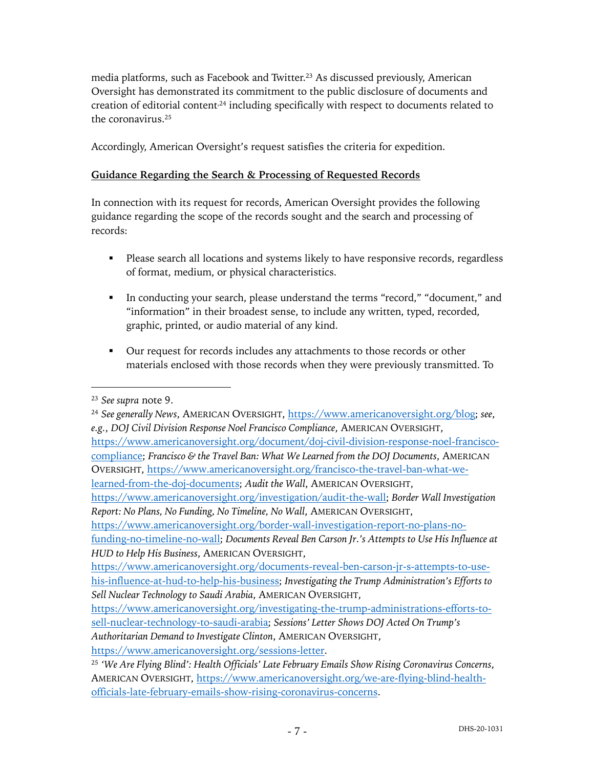media platforms, such as Facebook and Twitter.[23] As discussed previously, American Oversight has demonstrated its commitment to the public disclosure of documents and creation of editorial content[24] including specifically with respect to documents related to the coronavirus.[25]

Accordingly, American Oversight's request satisfies the criteria for expedition.

**Guidance Regarding the Search & Processing of Requested Records**

In connection with its request for records, American Oversight provides the following guidance regarding the scope of the records sought and the search and processing of records:

- Please search all locations and systems likely to have responsive records, regardless of format, medium, or physical characteristics.

- In conducting your search, please understand the terms "record," "document," and "information" in their broadest sense, to include any written, typed, recorded, graphic, printed, or audio material of any kind.

- Our request for records includes any attachments to those records or other materials enclosed with those records when they were previously transmitted. To

---

[23] *See supra* note 9.

[24] *See generally News*, AMERICAN OVERSIGHT, https://www.americanoversight.org/blog; *see, e.g.*, *DOJ Civil Division Response Noel Francisco Compliance*, AMERICAN OVERSIGHT, https://www.americanoversight.org/document/doj-civil-division-response-noel-francisco-compliance; *Francisco & the Travel Ban: What We Learned from the DOJ Documents*, AMERICAN OVERSIGHT, https://www.americanoversight.org/francisco-the-travel-ban-what-we-learned-from-the-doj-documents; *Audit the Wall*, AMERICAN OVERSIGHT, https://www.americanoversight.org/investigation/audit-the-wall; *Border Wall Investigation Report: No Plans, No Funding, No Timeline, No Wall*, AMERICAN OVERSIGHT, https://www.americanoversight.org/border-wall-investigation-report-no-plans-no-funding-no-timeline-no-wall; *Documents Reveal Ben Carson Jr.'s Attempts to Use His Influence at HUD to Help His Business*, AMERICAN OVERSIGHT, https://www.americanoversight.org/documents-reveal-ben-carson-jr-s-attempts-to-use-his-influence-at-hud-to-help-his-business; *Investigating the Trump Administration's Efforts to Sell Nuclear Technology to Saudi Arabia*, AMERICAN OVERSIGHT, https://www.americanoversight.org/investigating-the-trump-administrations-efforts-to-sell-nuclear-technology-to-saudi-arabia; *Sessions' Letter Shows DOJ Acted On Trump's Authoritarian Demand to Investigate Clinton*, AMERICAN OVERSIGHT, https://www.americanoversight.org/sessions-letter.

[25] *'We Are Flying Blind': Health Officials' Late February Emails Show Rising Coronavirus Concerns*, AMERICAN OVERSIGHT, https://www.americanoversight.org/we-are-flying-blind-health-officials-late-february-emails-show-rising-coronavirus-concerns.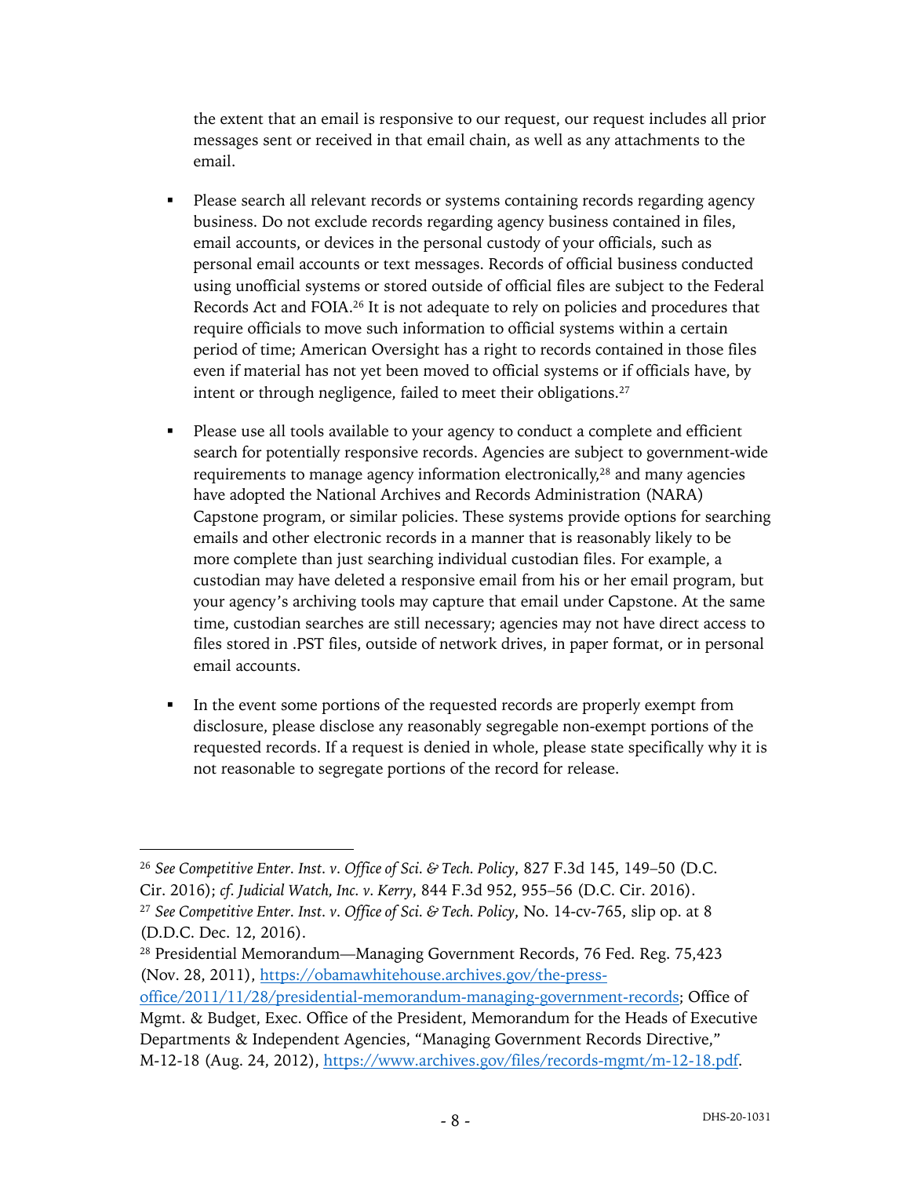the extent that an email is responsive to our request, our request includes all prior messages sent or received in that email chain, as well as any attachments to the email.

- Please search all relevant records or systems containing records regarding agency business. Do not exclude records regarding agency business contained in files, email accounts, or devices in the personal custody of your officials, such as personal email accounts or text messages. Records of official business conducted using unofficial systems or stored outside of official files are subject to the Federal Records Act and FOIA.[26] It is not adequate to rely on policies and procedures that require officials to move such information to official systems within a certain period of time; American Oversight has a right to records contained in those files even if material has not yet been moved to official systems or if officials have, by intent or through negligence, failed to meet their obligations.[27]

- Please use all tools available to your agency to conduct a complete and efficient search for potentially responsive records. Agencies are subject to government-wide requirements to manage agency information electronically,[28] and many agencies have adopted the National Archives and Records Administration (NARA) Capstone program, or similar policies. These systems provide options for searching emails and other electronic records in a manner that is reasonably likely to be more complete than just searching individual custodian files. For example, a custodian may have deleted a responsive email from his or her email program, but your agency's archiving tools may capture that email under Capstone. At the same time, custodian searches are still necessary; agencies may not have direct access to files stored in .PST files, outside of network drives, in paper format, or in personal email accounts.

- In the event some portions of the requested records are properly exempt from disclosure, please disclose any reasonably segregable non-exempt portions of the requested records. If a request is denied in whole, please state specifically why it is not reasonable to segregate portions of the record for release.

---

[26] *See Competitive Enter. Inst. v. Office of Sci. & Tech. Policy*, 827 F.3d 145, 149–50 (D.C. Cir. 2016); *cf. Judicial Watch, Inc. v. Kerry*, 844 F.3d 952, 955–56 (D.C. Cir. 2016).

[27] *See Competitive Enter. Inst. v. Office of Sci. & Tech. Policy*, No. 14-cv-765, slip op. at 8 (D.D.C. Dec. 12, 2016).

[28] Presidential Memorandum—Managing Government Records, 76 Fed. Reg. 75,423 (Nov. 28, 2011), https://obamawhitehouse.archives.gov/the-press-office/2011/11/28/presidential-memorandum-managing-government-records; Office of Mgmt. & Budget, Exec. Office of the President, Memorandum for the Heads of Executive Departments & Independent Agencies, "Managing Government Records Directive," M-12-18 (Aug. 24, 2012), https://www.archives.gov/files/records-mgmt/m-12-18.pdf.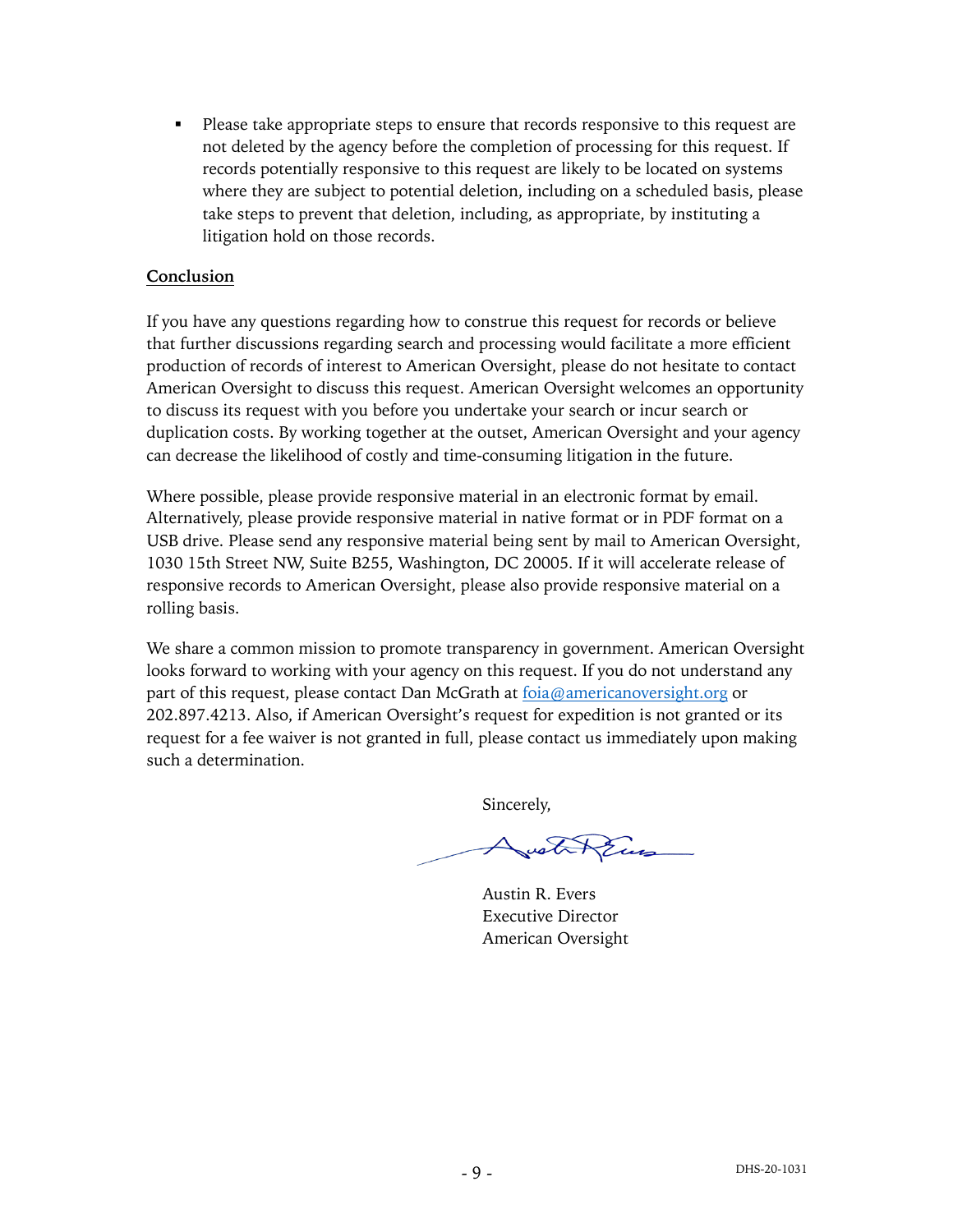- Please take appropriate steps to ensure that records responsive to this request are not deleted by the agency before the completion of processing for this request. If records potentially responsive to this request are likely to be located on systems where they are subject to potential deletion, including on a scheduled basis, please take steps to prevent that deletion, including, as appropriate, by instituting a litigation hold on those records.

**Conclusion**

If you have any questions regarding how to construe this request for records or believe that further discussions regarding search and processing would facilitate a more efficient production of records of interest to American Oversight, please do not hesitate to contact American Oversight to discuss this request. American Oversight welcomes an opportunity to discuss its request with you before you undertake your search or incur search or duplication costs. By working together at the outset, American Oversight and your agency can decrease the likelihood of costly and time-consuming litigation in the future.

Where possible, please provide responsive material in an electronic format by email. Alternatively, please provide responsive material in native format or in PDF format on a USB drive. Please send any responsive material being sent by mail to American Oversight, 1030 15th Street NW, Suite B255, Washington, DC 20005. If it will accelerate release of responsive records to American Oversight, please also provide responsive material on a rolling basis.

We share a common mission to promote transparency in government. American Oversight looks forward to working with your agency on this request. If you do not understand any part of this request, please contact Dan McGrath at foia@americanoversight.org or 202.897.4213. Also, if American Oversight's request for expedition is not granted or its request for a fee waiver is not granted in full, please contact us immediately upon making such a determination.

Sincerely,

Austin R. Evers
Executive Director
American Oversight

DHS-20-1031